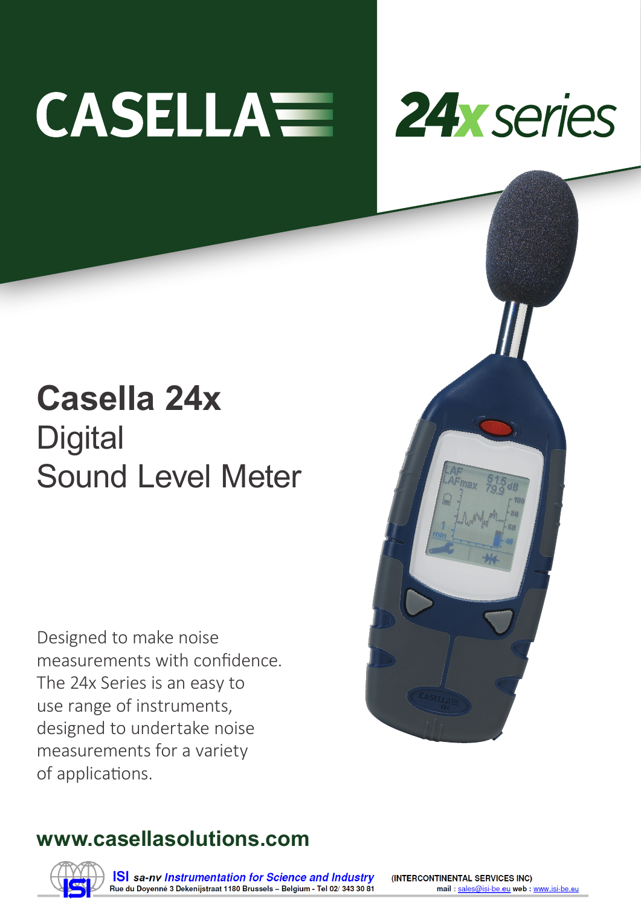CASELLA

24x series

# Casella 24x

## Digital Sound Level Meter

Designed to make noise measurements with confidence. The 24x Series is an easy to use range of instruments, designed to undertake noise measurements for a variety of applications.

**www.casellasolutions.com**

ISI *sa-nv Instrumentation for Science and Industry* (INTERCONTINENTAL SERVICES INC)
Rue du Doyenné 3 Dekenijstraat 1180 Brussels – Belgium - Tel 02/ 343 30 81 mail : sales@isi-be.eu web : www.isi-be.eu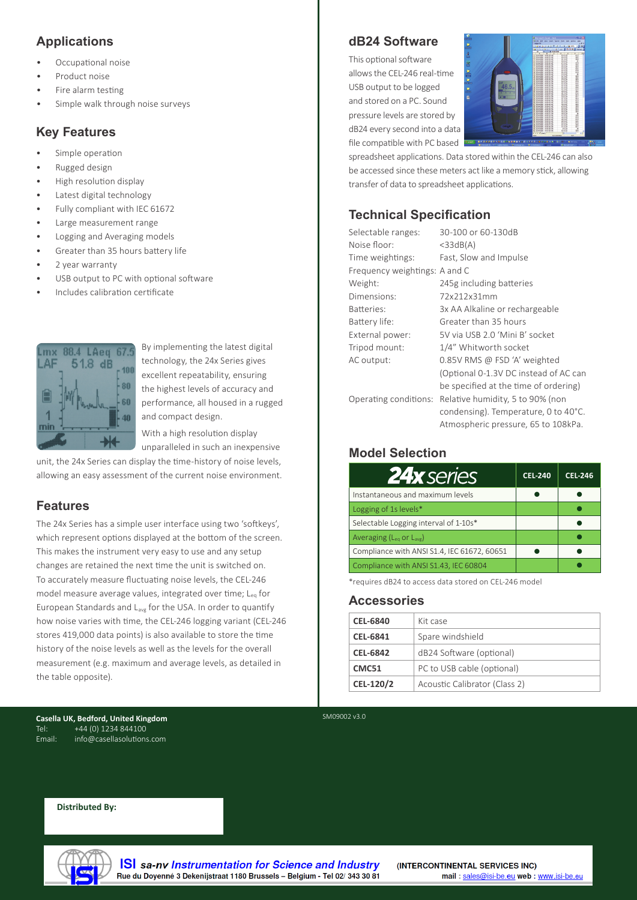## Applications

- Occupational noise
- Product noise
- Fire alarm testing
- Simple walk through noise surveys

## Key Features

- Simple operation
- Rugged design
- High resolution display
- Latest digital technology
- Fully compliant with IEC 61672
- Large measurement range
- Logging and Averaging models
- Greater than 35 hours battery life
- 2 year warranty
- USB output to PC with optional software
- Includes calibration certificate

By implementing the latest digital technology, the 24x Series gives excellent repeatability, ensuring the highest levels of accuracy and performance, all housed in a rugged and compact design.

With a high resolution display unparalleled in such an inexpensive unit, the 24x Series can display the time-history of noise levels, allowing an easy assessment of the current noise environment.

## Features

The 24x Series has a simple user interface using two 'softkeys', which represent options displayed at the bottom of the screen. This makes the instrument very easy to use and any setup changes are retained the next time the unit is switched on. To accurately measure fluctuating noise levels, the CEL-246 model measure average values, integrated over time; $L_{eq}$ for European Standards and $L_{avg}$ for the USA. In order to quantify how noise varies with time, the CEL-246 logging variant (CEL-246 stores 419,000 data points) is also available to store the time history of the noise levels as well as the levels for the overall measurement (e.g. maximum and average levels, as detailed in the table opposite).

## dB24 Software

This optional software allows the CEL-246 real-time USB output to be logged and stored on a PC. Sound pressure levels are stored by dB24 every second into a data file compatible with PC based spreadsheet applications. Data stored within the CEL-246 can also be accessed since these meters act like a memory stick, allowing transfer of data to spreadsheet applications.

## Technical Specification

| | |
|---|---|
| Selectable ranges: | 30-100 or 60-130dB |
| Noise floor: | <33dB(A) |
| Time weightings: | Fast, Slow and Impulse |
| Frequency weightings: | A and C |
| Weight: | 245g including batteries |
| Dimensions: | 72x212x31mm |
| Batteries: | 3x AA Alkaline or rechargeable |
| Battery life: | Greater than 35 hours |
| External power: | 5V via USB 2.0 'Mini B' socket |
| Tripod mount: | 1/4" Whitworth socket |
| AC output: | 0.85V RMS @ FSD 'A' weighted (Optional 0-1.3V DC instead of AC can be specified at the time of ordering) |
| Operating conditions: | Relative humidity, 5 to 90% (non condensing). Temperature, 0 to 40°C. Atmospheric pressure, 65 to 108kPa. |

## Model Selection

| 24x series | CEL-240 | CEL-246 |
|---|---|---|
| Instantaneous and maximum levels | ● | ● |
| Logging of 1s levels* | | ● |
| Selectable Logging interval of 1-10s* | | ● |
| Averaging ($L_{eq}$ or $L_{avg}$) | | ● |
| Compliance with ANSI S1.4, IEC 61672, 60651 | ● | ● |
| Compliance with ANSI S1.43, IEC 60804 | | ● |

*requires dB24 to access data stored on CEL-246 model

## Accessories

| | |
|---|---|
| **CEL-6840** | Kit case |
| **CEL-6841** | Spare windshield |
| **CEL-6842** | dB24 Software (optional) |
| **CMC51** | PC to USB cable (optional) |
| **CEL-120/2** | Acoustic Calibrator (Class 2) |

**Casella UK, Bedford, United Kingdom**
Tel: +44 (0) 1234 844100
Email: info@casellasolutions.com

SM09002 v3.0

**Distributed By:**

**ISI** ***sa-nv Instrumentation for Science and Industry***
Rue du Doyenné 3 Dekenijstraat 1180 Brussels – Belgium - Tel 02/ 343 30 81

(INTERCONTINENTAL SERVICES INC)
mail : sales@isi-be.eu web : www.isi-be.eu